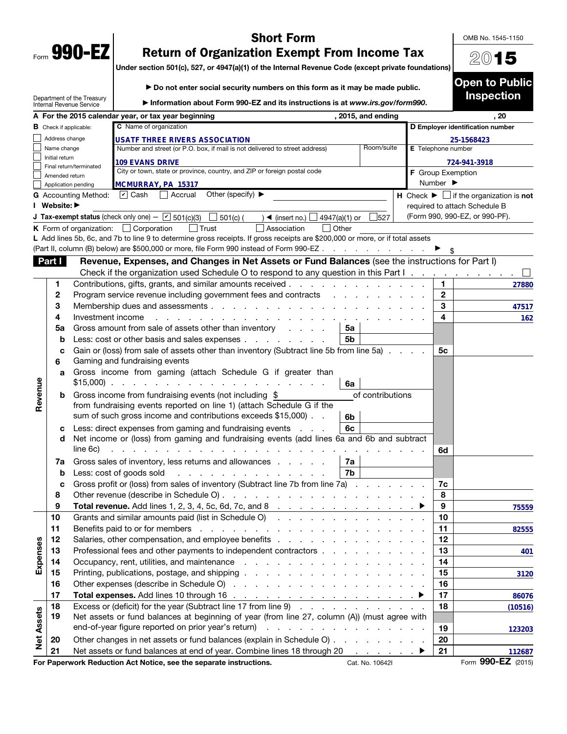Form **990-EZ**

Department of the Treasury
Internal Revenue Service

# Short Form
# Return of Organization Exempt From Income Tax

Under section 501(c), 527, or 4947(a)(1) of the Internal Revenue Code (except private foundations)

▶ Do not enter social security numbers on this form as it may be made public.

▶ Information about Form 990-EZ and its instructions is at *www.irs.gov/form990*.

OMB No. 1545-1150

**2015**

**Open to Public Inspection**

**A** For the 2015 calendar year, or tax year beginning , 2015, and ending , 20

**B** Check if applicable:
- ☐ Address change
- ☐ Name change
- ☐ Initial return
- ☐ Final return/terminated
- ☐ Amended return
- ☐ Application pending

**C** Name of organization: USATF THREE RIVERS ASSOCIATION

Number and street (or P.O. box, if mail is not delivered to street address): 109 EVANS DRIVE    Room/suite:

City or town, state or province, country, and ZIP or foreign postal code: MCMURRAY, PA 15317

**D** Employer identification number: 25-1568423

**E** Telephone number: 724-941-3918

**F** Group Exemption Number ▶

**G** Accounting Method: ☑ Cash ☐ Accrual Other (specify) ▶

**H** Check ▶ ☐ if the organization is **not** required to attach Schedule B (Form 990, 990-EZ, or 990-PF).

**I** Website: ▶

**J** Tax-exempt status (check only one) — ☑ 501(c)(3) ☐ 501(c) ( ) ◀ (insert no.) ☐ 4947(a)(1) or ☐ 527

**K** Form of organization: ☐ Corporation ☐ Trust ☐ Association ☐ Other

**L** Add lines 5b, 6c, and 7b to line 9 to determine gross receipts. If gross receipts are $200,000 or more, or if total assets (Part II, column (B) below) are $500,000 or more, file Form 990 instead of Form 990-EZ . . . . ▶ $

## Part I — Revenue, Expenses, and Changes in Net Assets or Fund Balances (see the instructions for Part I)

Check if the organization used Schedule O to respond to any question in this Part I . . . . ☐

| Section | Line | Description | Sub-line | Sub-amount | Line no. | Amount |
|---|---|---|---|---|---|---|
| Revenue | 1 | Contributions, gifts, grants, and similar amounts received | | | 1 | 27880 |
| | 2 | Program service revenue including government fees and contracts | | | 2 | |
| | 3 | Membership dues and assessments | | | 3 | 47517 |
| | 4 | Investment income | | | 4 | 162 |
| | 5a | Gross amount from sale of assets other than inventory | 5a | | | |
| | b | Less: cost or other basis and sales expenses | 5b | | | |
| | c | Gain or (loss) from sale of assets other than inventory (Subtract line 5b from line 5a) | | | 5c | |
| | 6 | Gaming and fundraising events | | | | |
| | a | Gross income from gaming (attach Schedule G if greater than $15,000) | 6a | | | |
| | b | Gross income from fundraising events (not including $ of contributions from fundraising events reported on line 1) (attach Schedule G if the sum of such gross income and contributions exceeds $15,000) | 6b | | | |
| | c | Less: direct expenses from gaming and fundraising events | 6c | | | |
| | d | Net income or (loss) from gaming and fundraising events (add lines 6a and 6b and subtract line 6c) | | | 6d | |
| | 7a | Gross sales of inventory, less returns and allowances | 7a | | | |
| | b | Less: cost of goods sold | 7b | | | |
| | c | Gross profit or (loss) from sales of inventory (Subtract line 7b from line 7a) | | | 7c | |
| | 8 | Other revenue (describe in Schedule O) | | | 8 | |
| | 9 | **Total revenue.** Add lines 1, 2, 3, 4, 5c, 6d, 7c, and 8 ▶ | | | 9 | 75559 |
| Expenses | 10 | Grants and similar amounts paid (list in Schedule O) | | | 10 | |
| | 11 | Benefits paid to or for members | | | 11 | 82555 |
| | 12 | Salaries, other compensation, and employee benefits | | | 12 | |
| | 13 | Professional fees and other payments to independent contractors | | | 13 | 401 |
| | 14 | Occupancy, rent, utilities, and maintenance | | | 14 | |
| | 15 | Printing, publications, postage, and shipping | | | 15 | 3120 |
| | 16 | Other expenses (describe in Schedule O) | | | 16 | |
| | 17 | **Total expenses.** Add lines 10 through 16 ▶ | | | 17 | 86076 |
| Net Assets | 18 | Excess or (deficit) for the year (Subtract line 17 from line 9) | | | 18 | (10516) |
| | 19 | Net assets or fund balances at beginning of year (from line 27, column (A)) (must agree with end-of-year figure reported on prior year's return) | | | 19 | 123203 |
| | 20 | Other changes in net assets or fund balances (explain in Schedule O) | | | 20 | |
| | 21 | Net assets or fund balances at end of year. Combine lines 18 through 20 ▶ | | | 21 | 112687 |

**For Paperwork Reduction Act Notice, see the separate instructions.**    Cat. No. 10642I    Form **990-EZ** (2015)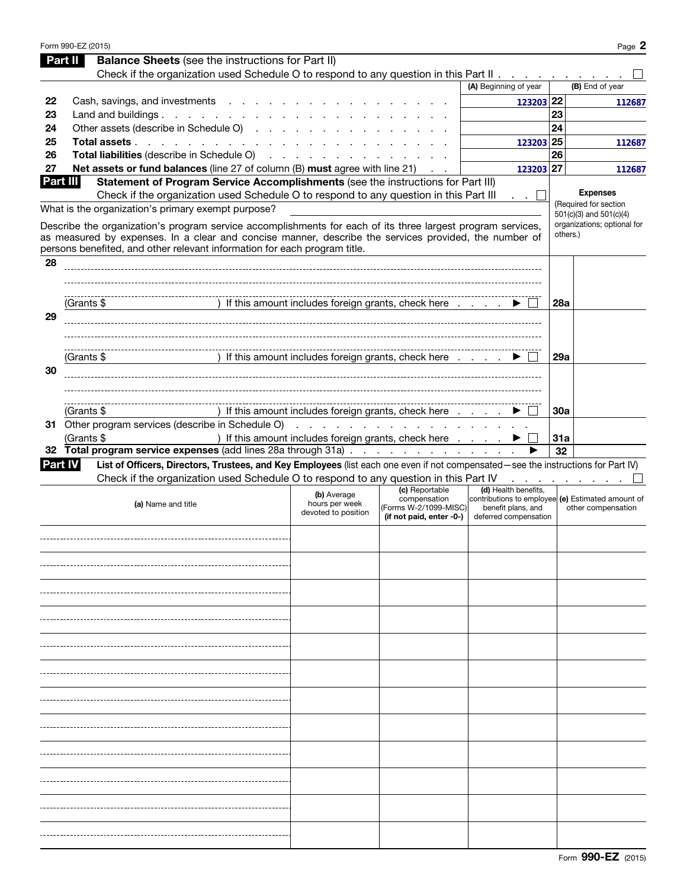Form 990-EZ (2015)

**Part II** **Balance Sheets** (see the instructions for Part II)

Check if the organization used Schedule O to respond to any question in this Part II . . . . . . . . . . ☐

| | | (A) Beginning of year | | (B) End of year |
|---|---|---|---|---|
| 22 | Cash, savings, and investments | 123203 | 22 | 112687 |
| 23 | Land and buildings | | 23 | |
| 24 | Other assets (describe in Schedule O) | | 24 | |
| 25 | **Total assets** | 123203 | 25 | 112687 |
| 26 | **Total liabilities** (describe in Schedule O) | | 26 | |
| 27 | **Net assets or fund balances** (line 27 of column (B) **must** agree with line 21) | 123203 | 27 | 112687 |

**Part III** **Statement of Program Service Accomplishments** (see the instructions for Part III)

Check if the organization used Schedule O to respond to any question in this Part III . . ☐

**Expenses** (Required for section 501(c)(3) and 501(c)(4) organizations; optional for others.)

What is the organization's primary exempt purpose?

Describe the organization's program service accomplishments for each of its three largest program services, as measured by expenses. In a clear and concise manner, describe the services provided, the number of persons benefited, and other relevant information for each program title.

| | | | |
|---|---|---|---|
| 28 | | | |
| | (Grants $ ) If this amount includes foreign grants, check here . . . . ▶ ☐ | 28a | |
| 29 | | | |
| | (Grants $ ) If this amount includes foreign grants, check here . . . . ▶ ☐ | 29a | |
| 30 | | | |
| | (Grants $ ) If this amount includes foreign grants, check here . . . . ▶ ☐ | 30a | |
| 31 | Other program services (describe in Schedule O) (Grants $ ) If this amount includes foreign grants, check here . . . . ▶ ☐ | 31a | |
| 32 | **Total program service expenses** (add lines 28a through 31a) . . . . . . ▶ | 32 | |

**Part IV** **List of Officers, Directors, Trustees, and Key Employees** (list each one even if not compensated—see the instructions for Part IV)

Check if the organization used Schedule O to respond to any question in this Part IV . . . . . . . . ☐

| (a) Name and title | (b) Average hours per week devoted to position | (c) Reportable compensation (Forms W-2/1099-MISC) (if not paid, enter -0-) | (d) Health benefits, contributions to employee benefit plans, and deferred compensation | (e) Estimated amount of other compensation |
|---|---|---|---|---|
| | | | | |
| | | | | |
| | | | | |
| | | | | |
| | | | | |
| | | | | |
| | | | | |
| | | | | |
| | | | | |
| | | | | |
| | | | | |
| | | | | |

Form **990-EZ** (2015)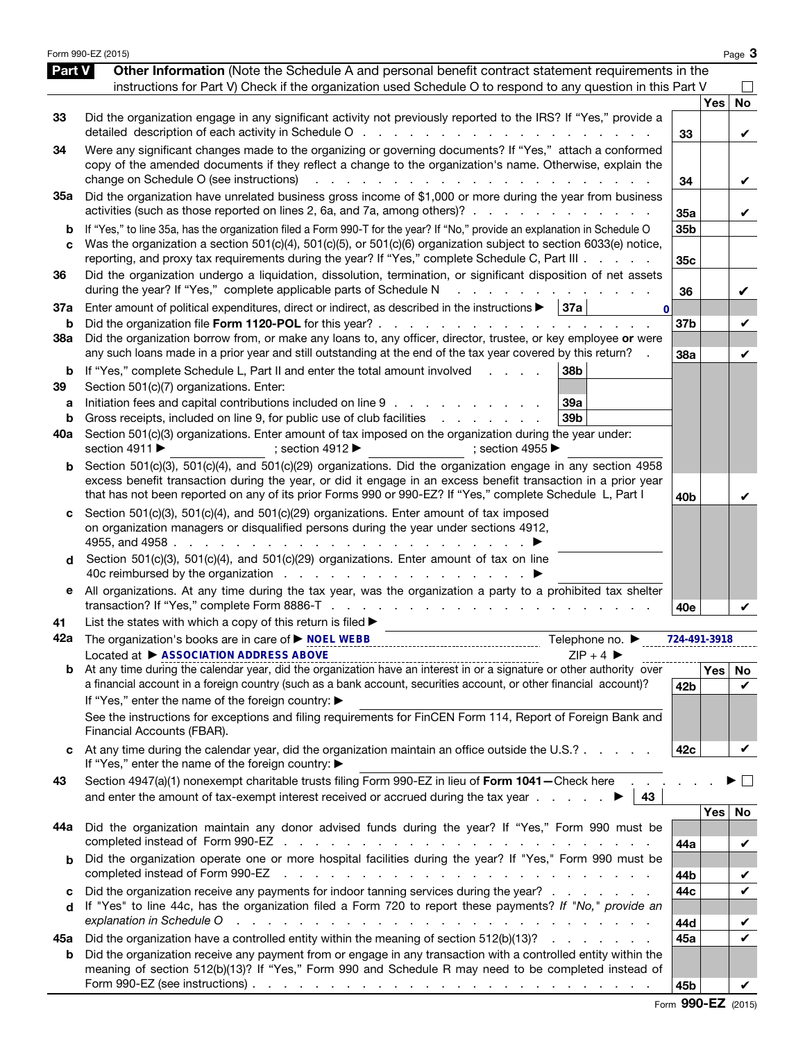**Part V** **Other Information** (Note the Schedule A and personal benefit contract statement requirements in the instructions for Part V) Check if the organization used Schedule O to respond to any question in this Part V ☐

| | | | Yes | No |
|---|---|---|---|---|
| 33 | Did the organization engage in any significant activity not previously reported to the IRS? If "Yes," provide a detailed description of each activity in Schedule O | 33 | | ✔ |
| 34 | Were any significant changes made to the organizing or governing documents? If "Yes," attach a conformed copy of the amended documents if they reflect a change to the organization's name. Otherwise, explain the change on Schedule O (see instructions) | 34 | | ✔ |
| 35a | Did the organization have unrelated business gross income of $1,000 or more during the year from business activities (such as those reported on lines 2, 6a, and 7a, among others)? | 35a | | ✔ |
| b | If "Yes," to line 35a, has the organization filed a Form 990-T for the year? If "No," provide an explanation in Schedule O | 35b | | |
| c | Was the organization a section 501(c)(4), 501(c)(5), or 501(c)(6) organization subject to section 6033(e) notice, reporting, and proxy tax requirements during the year? If "Yes," complete Schedule C, Part III | 35c | | |
| 36 | Did the organization undergo a liquidation, dissolution, termination, or significant disposition of net assets during the year? If "Yes," complete applicable parts of Schedule N | 36 | | ✔ |
| 37a | Enter amount of political expenditures, direct or indirect, as described in the instructions ▶ 37a 0 | | | |
| b | Did the organization file **Form 1120-POL** for this year? | 37b | | ✔ |
| 38a | Did the organization borrow from, or make any loans to, any officer, director, trustee, or key employee **or** were any such loans made in a prior year and still outstanding at the end of the tax year covered by this return? | 38a | | ✔ |
| b | If "Yes," complete Schedule L, Part II and enter the total amount involved 38b | | | |
| 39 | Section 501(c)(7) organizations. Enter: | | | |
| a | Initiation fees and capital contributions included on line 9 39a | | | |
| b | Gross receipts, included on line 9, for public use of club facilities 39b | | | |
| 40a | Section 501(c)(3) organizations. Enter amount of tax imposed on the organization during the year under: section 4911 ▶ ; section 4912 ▶ ; section 4955 ▶ | | | |
| b | Section 501(c)(3), 501(c)(4), and 501(c)(29) organizations. Did the organization engage in any section 4958 excess benefit transaction during the year, or did it engage in an excess benefit transaction in a prior year that has not been reported on any of its prior Forms 990 or 990-EZ? If "Yes," complete Schedule L, Part I | 40b | | ✔ |
| c | Section 501(c)(3), 501(c)(4), and 501(c)(29) organizations. Enter amount of tax imposed on organization managers or disqualified persons during the year under sections 4912, 4955, and 4958 ▶ | | | |
| d | Section 501(c)(3), 501(c)(4), and 501(c)(29) organizations. Enter amount of tax on line 40c reimbursed by the organization ▶ | | | |
| e | All organizations. At any time during the tax year, was the organization a party to a prohibited tax shelter transaction? If "Yes," complete Form 8886-T | 40e | | ✔ |

41 List the states with which a copy of this return is filed ▶

42a The organization's books are in care of ▶ NOEL WEBB Telephone no. ▶ 724-491-3918

Located at ▶ ASSOCIATION ADDRESS ABOVE ZIP + 4 ▶

| | | | Yes | No |
|---|---|---|---|---|
| b | At any time during the calendar year, did the organization have an interest in or a signature or other authority over a financial account in a foreign country (such as a bank account, securities account, or other financial account)? | 42b | | ✔ |
| | If "Yes," enter the name of the foreign country: ▶ | | | |
| | See the instructions for exceptions and filing requirements for FinCEN Form 114, Report of Foreign Bank and Financial Accounts (FBAR). | | | |
| c | At any time during the calendar year, did the organization maintain an office outside the U.S.? | 42c | | ✔ |
| | If "Yes," enter the name of the foreign country: ▶ | | | |

43 Section 4947(a)(1) nonexempt charitable trusts filing Form 990-EZ in lieu of **Form 1041—**Check here ▶ ☐ and enter the amount of tax-exempt interest received or accrued during the tax year ▶ 43

| | | | Yes | No |
|---|---|---|---|---|
| 44a | Did the organization maintain any donor advised funds during the year? If "Yes," Form 990 must be completed instead of Form 990-EZ | 44a | | ✔ |
| b | Did the organization operate one or more hospital facilities during the year? If "Yes," Form 990 must be completed instead of Form 990-EZ | 44b | | ✔ |
| c | Did the organization receive any payments for indoor tanning services during the year? | 44c | | ✔ |
| d | If "Yes" to line 44c, has the organization filed a Form 720 to report these payments? *If "No," provide an explanation in Schedule O* | 44d | | ✔ |
| 45a | Did the organization have a controlled entity within the meaning of section 512(b)(13)? | 45a | | ✔ |
| b | Did the organization receive any payment from or engage in any transaction with a controlled entity within the meaning of section 512(b)(13)? If "Yes," Form 990 and Schedule R may need to be completed instead of Form 990-EZ (see instructions) | 45b | | ✔ |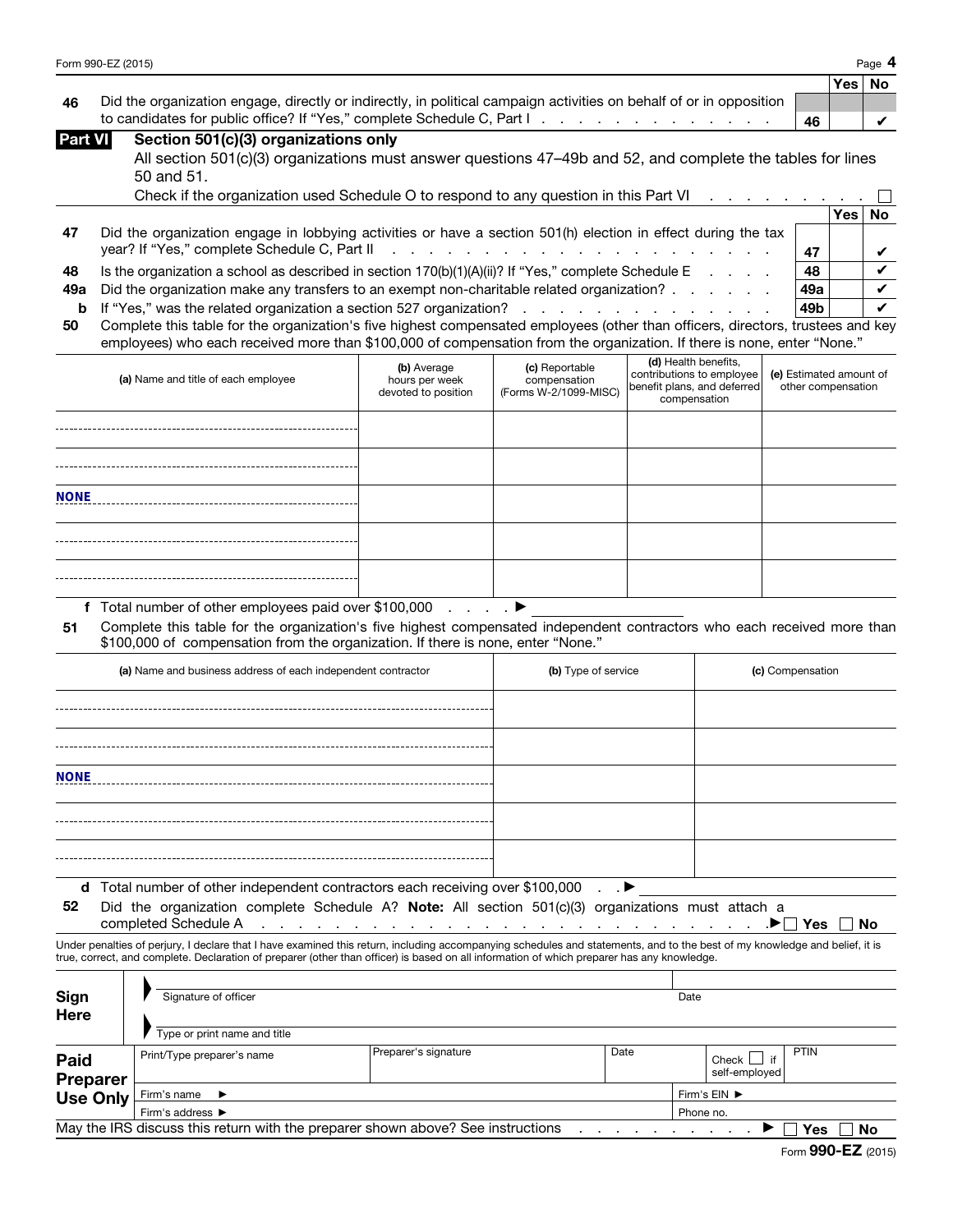Form 990-EZ (2015)

| | | | Yes | No |
|---|---|---|---|---|
| 46 | Did the organization engage, directly or indirectly, in political campaign activities on behalf of or in opposition to candidates for public office? If "Yes," complete Schedule C, Part I | 46 | | ✔ |

**Part VI** **Section 501(c)(3) organizations only**

All section 501(c)(3) organizations must answer questions 47–49b and 52, and complete the tables for lines 50 and 51.

Check if the organization used Schedule O to respond to any question in this Part VI ☐

| | | | Yes | No |
|---|---|---|---|---|
| 47 | Did the organization engage in lobbying activities or have a section 501(h) election in effect during the tax year? If "Yes," complete Schedule C, Part II | 47 | | ✔ |
| 48 | Is the organization a school as described in section 170(b)(1)(A)(ii)? If "Yes," complete Schedule E | 48 | | ✔ |
| 49a | Did the organization make any transfers to an exempt non-charitable related organization? | 49a | | ✔ |
| b | If "Yes," was the related organization a section 527 organization? | 49b | | ✔ |

**50** Complete this table for the organization's five highest compensated employees (other than officers, directors, trustees and key employees) who each received more than $100,000 of compensation from the organization. If there is none, enter "None."

| (a) Name and title of each employee | (b) Average hours per week devoted to position | (c) Reportable compensation (Forms W-2/1099-MISC) | (d) Health benefits, contributions to employee benefit plans, and deferred compensation | (e) Estimated amount of other compensation |
|---|---|---|---|---|
| | | | | |
| | | | | |
| NONE | | | | |
| | | | | |
| | | | | |

**f** Total number of other employees paid over $100,000 ▶

**51** Complete this table for the organization's five highest compensated independent contractors who each received more than $100,000 of compensation from the organization. If there is none, enter "None."

| (a) Name and business address of each independent contractor | (b) Type of service | (c) Compensation |
|---|---|---|
| | | |
| | | |
| NONE | | |
| | | |
| | | |

**d** Total number of other independent contractors each receiving over $100,000 ▶

**52** Did the organization complete Schedule A? **Note:** All section 501(c)(3) organizations must attach a completed Schedule A ▶ ☐ Yes ☐ No

Under penalties of perjury, I declare that I have examined this return, including accompanying schedules and statements, and to the best of my knowledge and belief, it is true, correct, and complete. Declaration of preparer (other than officer) is based on all information of which preparer has any knowledge.

**Sign Here**

Signature of officer | Date

Type or print name and title

**Paid Preparer Use Only**

| Print/Type preparer's name | Preparer's signature | Date | Check ☐ if self-employed | PTIN |
|---|---|---|---|---|
| | | | | |

Firm's name ▶ | Firm's EIN ▶

Firm's address ▶ | Phone no.

May the IRS discuss this return with the preparer shown above? See instructions ▶ ☐ Yes ☐ No

Form **990-EZ** (2015)